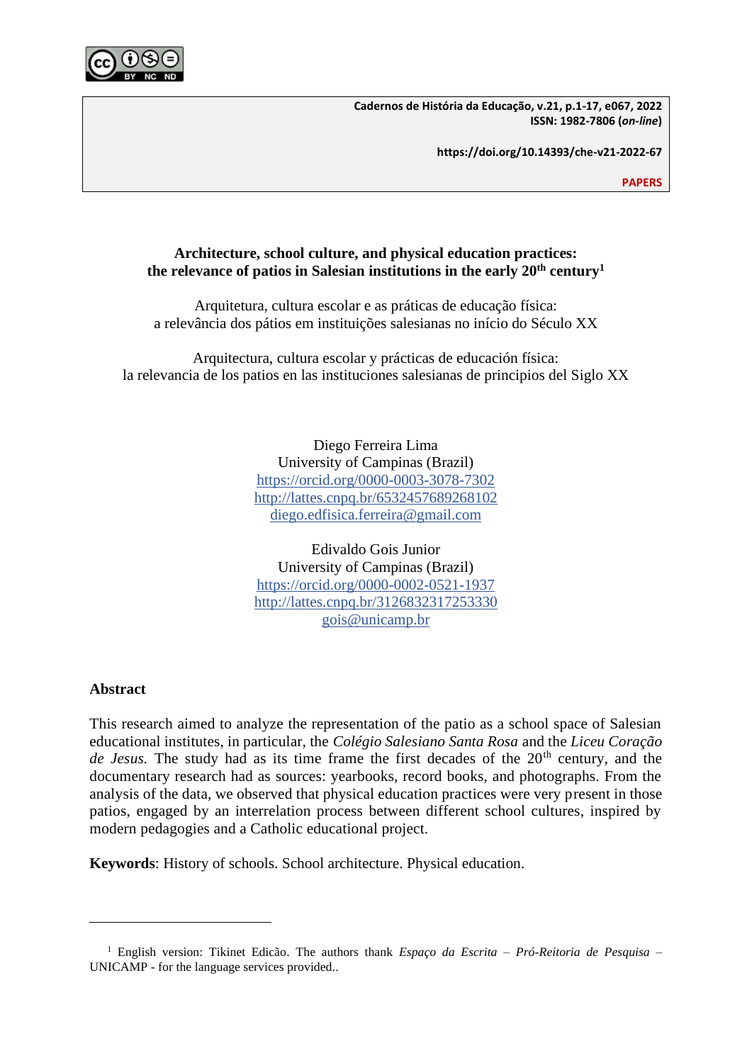**PAPERS**

# Architecture, school culture, and physical education practices: the relevance of patios in Salesian institutions in the early 20th century[1]

Arquitetura, cultura escolar e as práticas de educação física: a relevância dos pátios em instituições salesianas no início do Século XX

Arquitectura, cultura escolar y prácticas de educación física: la relevancia de los patios en las instituciones salesianas de principios del Siglo XX

Diego Ferreira Lima
University of Campinas (Brazil)
https://orcid.org/0000-0003-3078-7302
http://lattes.cnpq.br/6532457689268102
diego.edfisica.ferreira@gmail.com

Edivaldo Gois Junior
University of Campinas (Brazil)
https://orcid.org/0000-0002-0521-1937
http://lattes.cnpq.br/3126832317253330
gois@unicamp.br

## Abstract

This research aimed to analyze the representation of the patio as a school space of Salesian educational institutes, in particular, the *Colégio Salesiano Santa Rosa* and the *Liceu Coração de Jesus.* The study had as its time frame the first decades of the 20th century, and the documentary research had as sources: yearbooks, record books, and photographs. From the analysis of the data, we observed that physical education practices were very present in those patios, engaged by an interrelation process between different school cultures, inspired by modern pedagogies and a Catholic educational project.

**Keywords**: History of schools. School architecture. Physical education.

---

[1] English version: Tikinet Edicão. The authors thank *Espaço da Escrita – Pró-Reitoria de Pesquisa* – UNICAMP - for the language services provided..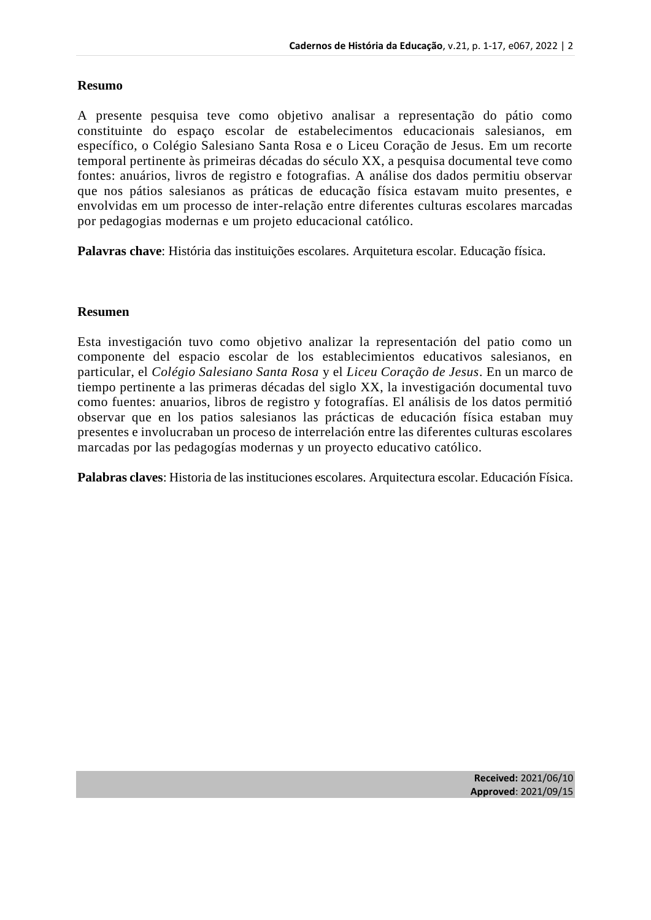## Resumo

A presente pesquisa teve como objetivo analisar a representação do pátio como constituinte do espaço escolar de estabelecimentos educacionais salesianos, em específico, o Colégio Salesiano Santa Rosa e o Liceu Coração de Jesus. Em um recorte temporal pertinente às primeiras décadas do século XX, a pesquisa documental teve como fontes: anuários, livros de registro e fotografias. A análise dos dados permitiu observar que nos pátios salesianos as práticas de educação física estavam muito presentes, e envolvidas em um processo de inter-relação entre diferentes culturas escolares marcadas por pedagogias modernas e um projeto educacional católico.

**Palavras chave**: História das instituições escolares. Arquitetura escolar. Educação física.

## Resumen

Esta investigación tuvo como objetivo analizar la representación del patio como un componente del espacio escolar de los establecimientos educativos salesianos, en particular, el *Colégio Salesiano Santa Rosa* y el *Liceu Coração de Jesus*. En un marco de tiempo pertinente a las primeras décadas del siglo XX, la investigación documental tuvo como fuentes: anuarios, libros de registro y fotografías. El análisis de los datos permitió observar que en los patios salesianos las prácticas de educación física estaban muy presentes e involucraban un proceso de interrelación entre las diferentes culturas escolares marcadas por las pedagogías modernas y un proyecto educativo católico.

**Palabras claves**: Historia de las instituciones escolares. Arquitectura escolar. Educación Física.

**Received:** 2021/06/10
**Approved**: 2021/09/15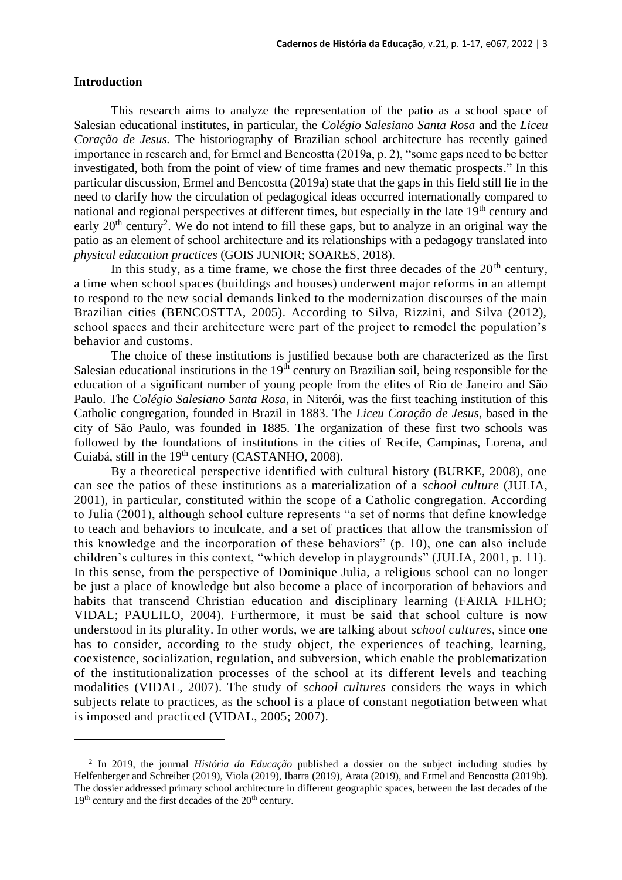## Introduction

This research aims to analyze the representation of the patio as a school space of Salesian educational institutes, in particular, the *Colégio Salesiano Santa Rosa* and the *Liceu Coração de Jesus.* The historiography of Brazilian school architecture has recently gained importance in research and, for Ermel and Bencostta (2019a, p. 2), "some gaps need to be better investigated, both from the point of view of time frames and new thematic prospects." In this particular discussion, Ermel and Bencostta (2019a) state that the gaps in this field still lie in the need to clarify how the circulation of pedagogical ideas occurred internationally compared to national and regional perspectives at different times, but especially in the late 19th century and early 20th century[2]. We do not intend to fill these gaps, but to analyze in an original way the patio as an element of school architecture and its relationships with a pedagogy translated into *physical education practices* (GOIS JUNIOR; SOARES, 2018).

In this study, as a time frame, we chose the first three decades of the 20th century, a time when school spaces (buildings and houses) underwent major reforms in an attempt to respond to the new social demands linked to the modernization discourses of the main Brazilian cities (BENCOSTTA, 2005). According to Silva, Rizzini, and Silva (2012), school spaces and their architecture were part of the project to remodel the population's behavior and customs.

The choice of these institutions is justified because both are characterized as the first Salesian educational institutions in the 19th century on Brazilian soil, being responsible for the education of a significant number of young people from the elites of Rio de Janeiro and São Paulo. The *Colégio Salesiano Santa Rosa*, in Niterói, was the first teaching institution of this Catholic congregation, founded in Brazil in 1883. The *Liceu Coração de Jesus*, based in the city of São Paulo, was founded in 1885. The organization of these first two schools was followed by the foundations of institutions in the cities of Recife, Campinas, Lorena, and Cuiabá, still in the 19th century (CASTANHO, 2008).

By a theoretical perspective identified with cultural history (BURKE, 2008), one can see the patios of these institutions as a materialization of a *school culture* (JULIA, 2001), in particular, constituted within the scope of a Catholic congregation. According to Julia (2001), although school culture represents "a set of norms that define knowledge to teach and behaviors to inculcate, and a set of practices that allow the transmission of this knowledge and the incorporation of these behaviors" (p. 10), one can also include children's cultures in this context, "which develop in playgrounds" (JULIA, 2001, p. 11). In this sense, from the perspective of Dominique Julia, a religious school can no longer be just a place of knowledge but also become a place of incorporation of behaviors and habits that transcend Christian education and disciplinary learning (FARIA FILHO; VIDAL; PAULILO, 2004). Furthermore, it must be said that school culture is now understood in its plurality. In other words, we are talking about *school cultures*, since one has to consider, according to the study object, the experiences of teaching, learning, coexistence, socialization, regulation, and subversion, which enable the problematization of the institutionalization processes of the school at its different levels and teaching modalities (VIDAL, 2007). The study of *school cultures* considers the ways in which subjects relate to practices, as the school is a place of constant negotiation between what is imposed and practiced (VIDAL, 2005; 2007).

---

[2] In 2019, the journal *História da Educação* published a dossier on the subject including studies by Helfenberger and Schreiber (2019), Viola (2019), Ibarra (2019), Arata (2019), and Ermel and Bencostta (2019b). The dossier addressed primary school architecture in different geographic spaces, between the last decades of the 19th century and the first decades of the 20th century.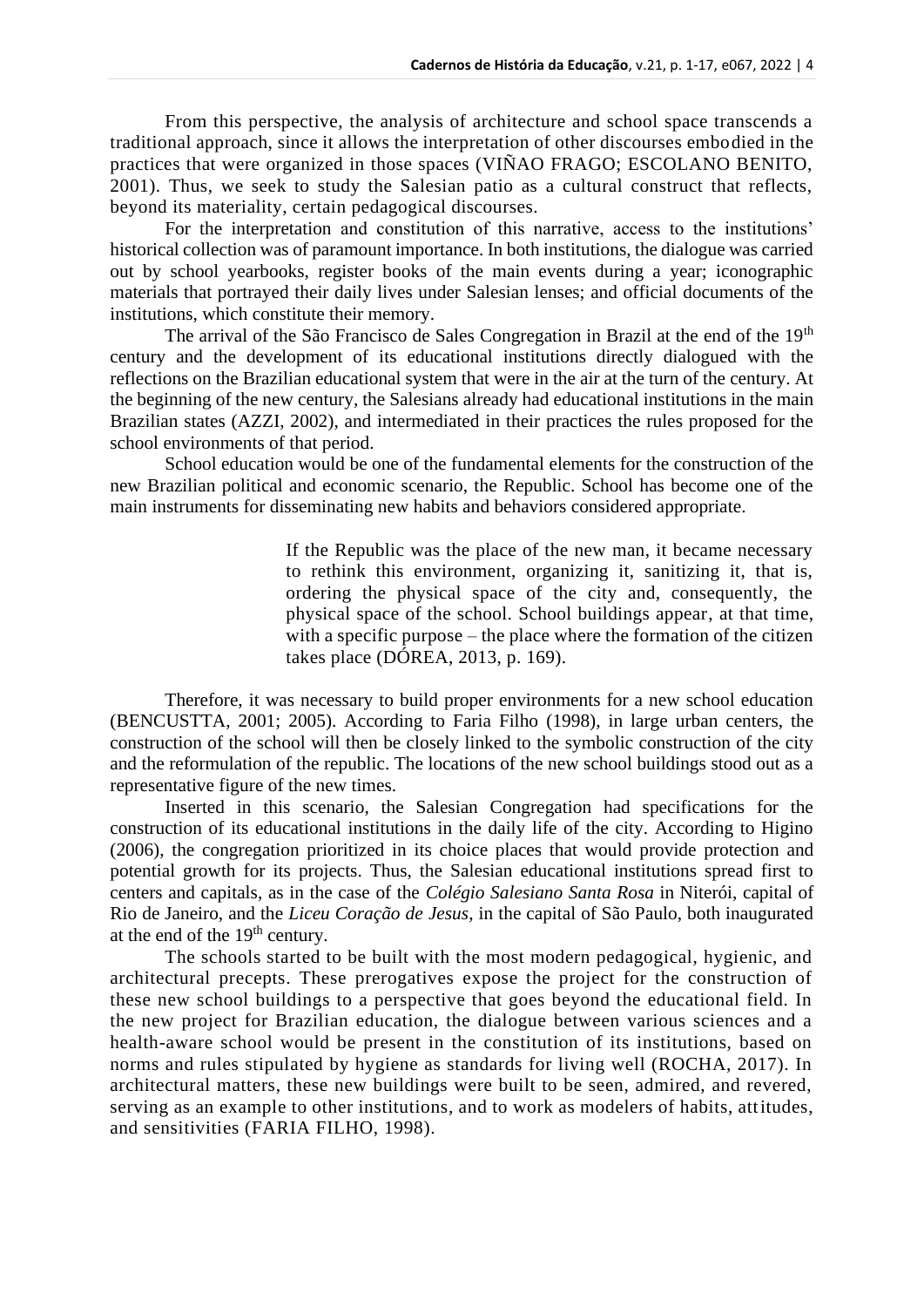From this perspective, the analysis of architecture and school space transcends a traditional approach, since it allows the interpretation of other discourses embodied in the practices that were organized in those spaces (VIÑAO FRAGO; ESCOLANO BENITO, 2001). Thus, we seek to study the Salesian patio as a cultural construct that reflects, beyond its materiality, certain pedagogical discourses.

For the interpretation and constitution of this narrative, access to the institutions' historical collection was of paramount importance. In both institutions, the dialogue was carried out by school yearbooks, register books of the main events during a year; iconographic materials that portrayed their daily lives under Salesian lenses; and official documents of the institutions, which constitute their memory.

The arrival of the São Francisco de Sales Congregation in Brazil at the end of the 19th century and the development of its educational institutions directly dialogued with the reflections on the Brazilian educational system that were in the air at the turn of the century. At the beginning of the new century, the Salesians already had educational institutions in the main Brazilian states (AZZI, 2002), and intermediated in their practices the rules proposed for the school environments of that period.

School education would be one of the fundamental elements for the construction of the new Brazilian political and economic scenario, the Republic. School has become one of the main instruments for disseminating new habits and behaviors considered appropriate.

> If the Republic was the place of the new man, it became necessary to rethink this environment, organizing it, sanitizing it, that is, ordering the physical space of the city and, consequently, the physical space of the school. School buildings appear, at that time, with a specific purpose – the place where the formation of the citizen takes place (DÓREA, 2013, p. 169).

Therefore, it was necessary to build proper environments for a new school education (BENCUSTTA, 2001; 2005). According to Faria Filho (1998), in large urban centers, the construction of the school will then be closely linked to the symbolic construction of the city and the reformulation of the republic. The locations of the new school buildings stood out as a representative figure of the new times.

Inserted in this scenario, the Salesian Congregation had specifications for the construction of its educational institutions in the daily life of the city. According to Higino (2006), the congregation prioritized in its choice places that would provide protection and potential growth for its projects. Thus, the Salesian educational institutions spread first to centers and capitals, as in the case of the *Colégio Salesiano Santa Rosa* in Niterói, capital of Rio de Janeiro, and the *Liceu Coração de Jesus*, in the capital of São Paulo, both inaugurated at the end of the 19th century.

The schools started to be built with the most modern pedagogical, hygienic, and architectural precepts. These prerogatives expose the project for the construction of these new school buildings to a perspective that goes beyond the educational field. In the new project for Brazilian education, the dialogue between various sciences and a health-aware school would be present in the constitution of its institutions, based on norms and rules stipulated by hygiene as standards for living well (ROCHA, 2017). In architectural matters, these new buildings were built to be seen, admired, and revered, serving as an example to other institutions, and to work as modelers of habits, attitudes, and sensitivities (FARIA FILHO, 1998).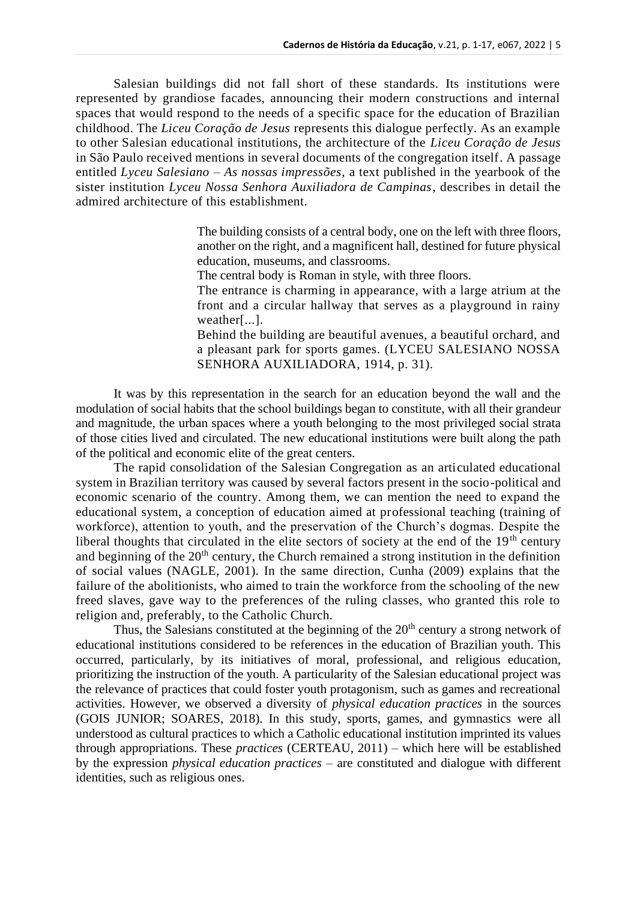Salesian buildings did not fall short of these standards. Its institutions were represented by grandiose facades, announcing their modern constructions and internal spaces that would respond to the needs of a specific space for the education of Brazilian childhood. The *Liceu Coração de Jesus* represents this dialogue perfectly. As an example to other Salesian educational institutions, the architecture of the *Liceu Coração de Jesus* in São Paulo received mentions in several documents of the congregation itself. A passage entitled *Lyceu Salesiano – As nossas impressões*, a text published in the yearbook of the sister institution *Lyceu Nossa Senhora Auxiliadora de Campinas*, describes in detail the admired architecture of this establishment.

> The building consists of a central body, one on the left with three floors, another on the right, and a magnificent hall, destined for future physical education, museums, and classrooms.
> The central body is Roman in style, with three floors.
> The entrance is charming in appearance, with a large atrium at the front and a circular hallway that serves as a playground in rainy weather[...].
> Behind the building are beautiful avenues, a beautiful orchard, and a pleasant park for sports games. (LYCEU SALESIANO NOSSA SENHORA AUXILIADORA, 1914, p. 31).

It was by this representation in the search for an education beyond the wall and the modulation of social habits that the school buildings began to constitute, with all their grandeur and magnitude, the urban spaces where a youth belonging to the most privileged social strata of those cities lived and circulated. The new educational institutions were built along the path of the political and economic elite of the great centers.

The rapid consolidation of the Salesian Congregation as an articulated educational system in Brazilian territory was caused by several factors present in the socio-political and economic scenario of the country. Among them, we can mention the need to expand the educational system, a conception of education aimed at professional teaching (training of workforce), attention to youth, and the preservation of the Church's dogmas. Despite the liberal thoughts that circulated in the elite sectors of society at the end of the 19th century and beginning of the 20th century, the Church remained a strong institution in the definition of social values (NAGLE, 2001). In the same direction, Cunha (2009) explains that the failure of the abolitionists, who aimed to train the workforce from the schooling of the new freed slaves, gave way to the preferences of the ruling classes, who granted this role to religion and, preferably, to the Catholic Church.

Thus, the Salesians constituted at the beginning of the 20th century a strong network of educational institutions considered to be references in the education of Brazilian youth. This occurred, particularly, by its initiatives of moral, professional, and religious education, prioritizing the instruction of the youth. A particularity of the Salesian educational project was the relevance of practices that could foster youth protagonism, such as games and recreational activities. However, we observed a diversity of *physical education practices* in the sources (GOIS JUNIOR; SOARES, 2018). In this study, sports, games, and gymnastics were all understood as cultural practices to which a Catholic educational institution imprinted its values through appropriations. These *practices* (CERTEAU, 2011) – which here will be established by the expression *physical education practices* – are constituted and dialogue with different identities, such as religious ones.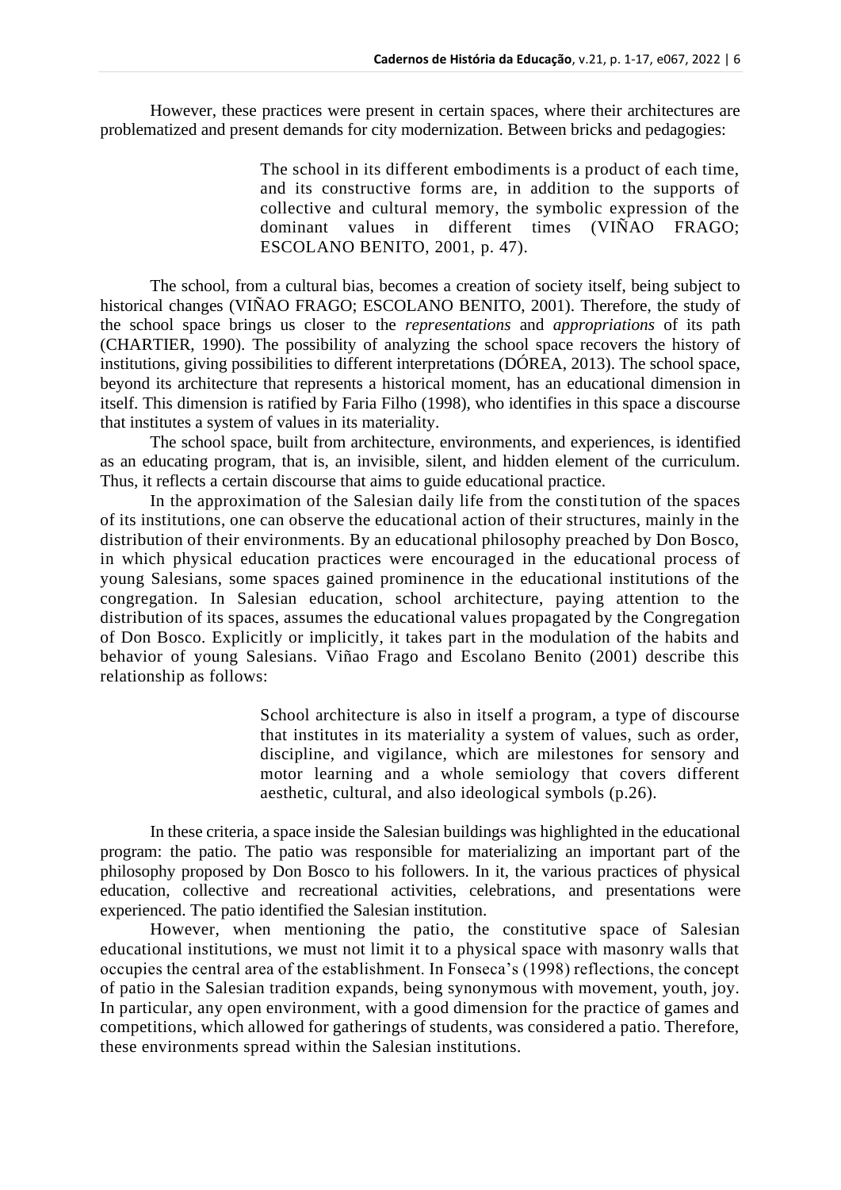However, these practices were present in certain spaces, where their architectures are problematized and present demands for city modernization. Between bricks and pedagogies:

> The school in its different embodiments is a product of each time, and its constructive forms are, in addition to the supports of collective and cultural memory, the symbolic expression of the dominant values in different times (VIÑAO FRAGO; ESCOLANO BENITO, 2001, p. 47).

The school, from a cultural bias, becomes a creation of society itself, being subject to historical changes (VIÑAO FRAGO; ESCOLANO BENITO, 2001). Therefore, the study of the school space brings us closer to the *representations* and *appropriations* of its path (CHARTIER, 1990). The possibility of analyzing the school space recovers the history of institutions, giving possibilities to different interpretations (DÓREA, 2013). The school space, beyond its architecture that represents a historical moment, has an educational dimension in itself. This dimension is ratified by Faria Filho (1998), who identifies in this space a discourse that institutes a system of values in its materiality.

The school space, built from architecture, environments, and experiences, is identified as an educating program, that is, an invisible, silent, and hidden element of the curriculum. Thus, it reflects a certain discourse that aims to guide educational practice.

In the approximation of the Salesian daily life from the constitution of the spaces of its institutions, one can observe the educational action of their structures, mainly in the distribution of their environments. By an educational philosophy preached by Don Bosco, in which physical education practices were encouraged in the educational process of young Salesians, some spaces gained prominence in the educational institutions of the congregation. In Salesian education, school architecture, paying attention to the distribution of its spaces, assumes the educational values propagated by the Congregation of Don Bosco. Explicitly or implicitly, it takes part in the modulation of the habits and behavior of young Salesians. Viñao Frago and Escolano Benito (2001) describe this relationship as follows:

> School architecture is also in itself a program, a type of discourse that institutes in its materiality a system of values, such as order, discipline, and vigilance, which are milestones for sensory and motor learning and a whole semiology that covers different aesthetic, cultural, and also ideological symbols (p.26).

In these criteria, a space inside the Salesian buildings was highlighted in the educational program: the patio. The patio was responsible for materializing an important part of the philosophy proposed by Don Bosco to his followers. In it, the various practices of physical education, collective and recreational activities, celebrations, and presentations were experienced. The patio identified the Salesian institution.

However, when mentioning the patio, the constitutive space of Salesian educational institutions, we must not limit it to a physical space with masonry walls that occupies the central area of the establishment. In Fonseca's (1998) reflections, the concept of patio in the Salesian tradition expands, being synonymous with movement, youth, joy. In particular, any open environment, with a good dimension for the practice of games and competitions, which allowed for gatherings of students, was considered a patio. Therefore, these environments spread within the Salesian institutions.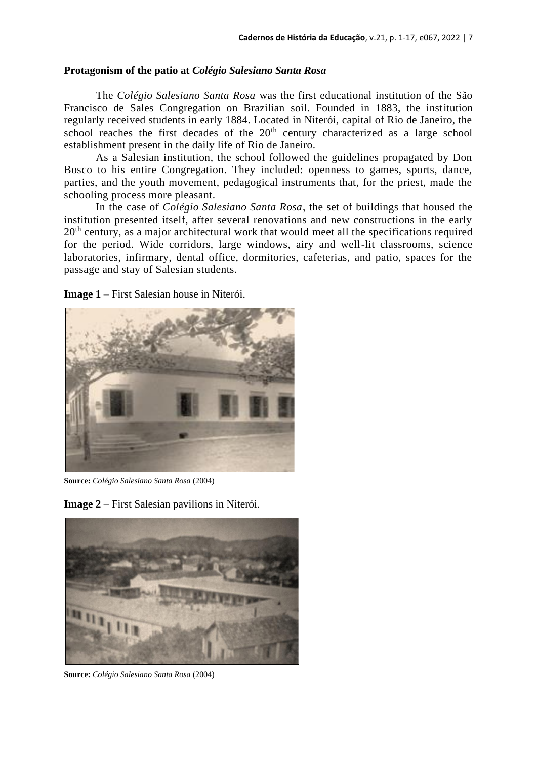## Protagonism of the patio at *Colégio Salesiano Santa Rosa*

The *Colégio Salesiano Santa Rosa* was the first educational institution of the São Francisco de Sales Congregation on Brazilian soil. Founded in 1883, the institution regularly received students in early 1884. Located in Niterói, capital of Rio de Janeiro, the school reaches the first decades of the 20th century characterized as a large school establishment present in the daily life of Rio de Janeiro.

As a Salesian institution, the school followed the guidelines propagated by Don Bosco to his entire Congregation. They included: openness to games, sports, dance, parties, and the youth movement, pedagogical instruments that, for the priest, made the schooling process more pleasant.

In the case of *Colégio Salesiano Santa Rosa*, the set of buildings that housed the institution presented itself, after several renovations and new constructions in the early 20th century, as a major architectural work that would meet all the specifications required for the period. Wide corridors, large windows, airy and well-lit classrooms, science laboratories, infirmary, dental office, dormitories, cafeterias, and patio, spaces for the passage and stay of Salesian students.

**Image 1** – First Salesian house in Niterói.

**Source:** *Colégio Salesiano Santa Rosa* (2004)

**Image 2** – First Salesian pavilions in Niterói.

**Source:** *Colégio Salesiano Santa Rosa* (2004)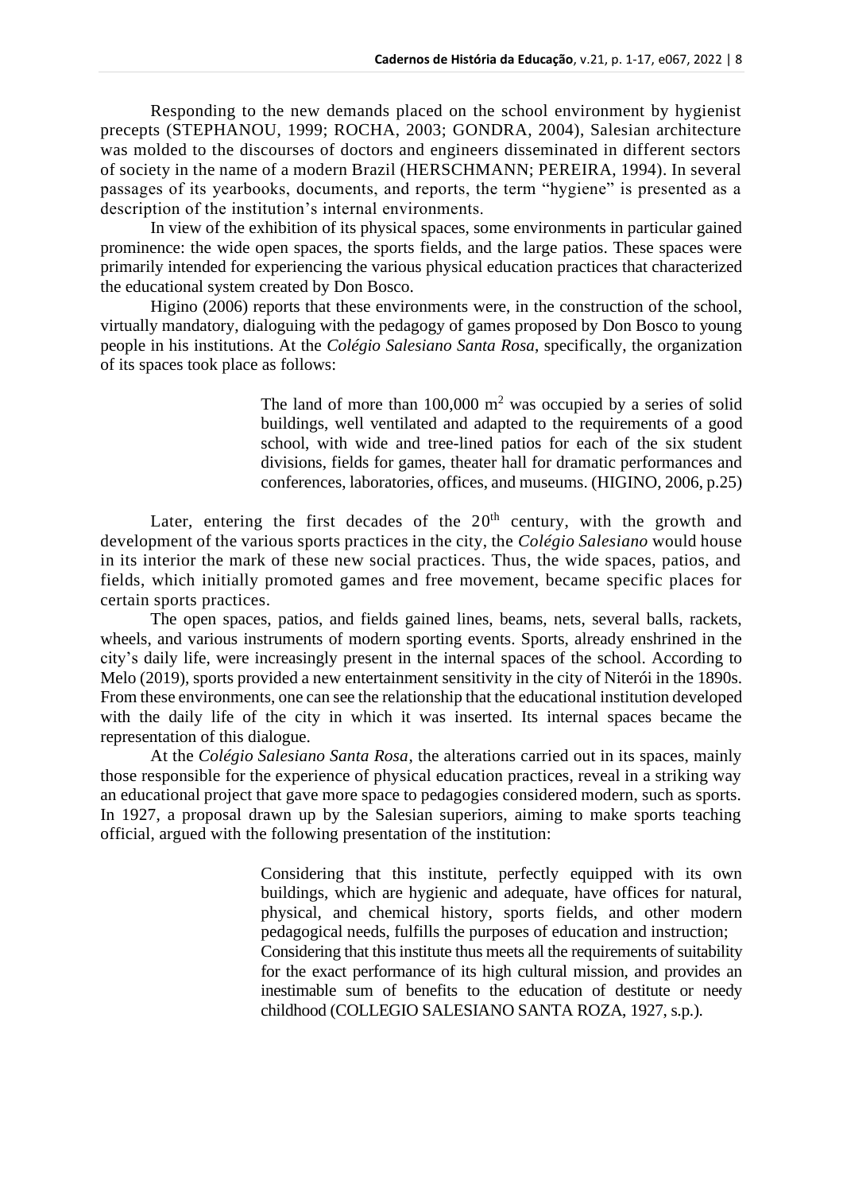Responding to the new demands placed on the school environment by hygienist precepts (STEPHANOU, 1999; ROCHA, 2003; GONDRA, 2004), Salesian architecture was molded to the discourses of doctors and engineers disseminated in different sectors of society in the name of a modern Brazil (HERSCHMANN; PEREIRA, 1994). In several passages of its yearbooks, documents, and reports, the term "hygiene" is presented as a description of the institution's internal environments.

In view of the exhibition of its physical spaces, some environments in particular gained prominence: the wide open spaces, the sports fields, and the large patios. These spaces were primarily intended for experiencing the various physical education practices that characterized the educational system created by Don Bosco.

Higino (2006) reports that these environments were, in the construction of the school, virtually mandatory, dialoguing with the pedagogy of games proposed by Don Bosco to young people in his institutions. At the *Colégio Salesiano Santa Rosa*, specifically, the organization of its spaces took place as follows:

> The land of more than 100,000 $m^2$ was occupied by a series of solid buildings, well ventilated and adapted to the requirements of a good school, with wide and tree-lined patios for each of the six student divisions, fields for games, theater hall for dramatic performances and conferences, laboratories, offices, and museums. (HIGINO, 2006, p.25)

Later, entering the first decades of the 20th century, with the growth and development of the various sports practices in the city, the *Colégio Salesiano* would house in its interior the mark of these new social practices. Thus, the wide spaces, patios, and fields, which initially promoted games and free movement, became specific places for certain sports practices.

The open spaces, patios, and fields gained lines, beams, nets, several balls, rackets, wheels, and various instruments of modern sporting events. Sports, already enshrined in the city's daily life, were increasingly present in the internal spaces of the school. According to Melo (2019), sports provided a new entertainment sensitivity in the city of Niterói in the 1890s. From these environments, one can see the relationship that the educational institution developed with the daily life of the city in which it was inserted. Its internal spaces became the representation of this dialogue.

At the *Colégio Salesiano Santa Rosa*, the alterations carried out in its spaces, mainly those responsible for the experience of physical education practices, reveal in a striking way an educational project that gave more space to pedagogies considered modern, such as sports. In 1927, a proposal drawn up by the Salesian superiors, aiming to make sports teaching official, argued with the following presentation of the institution:

> Considering that this institute, perfectly equipped with its own buildings, which are hygienic and adequate, have offices for natural, physical, and chemical history, sports fields, and other modern pedagogical needs, fulfills the purposes of education and instruction;
> Considering that this institute thus meets all the requirements of suitability for the exact performance of its high cultural mission, and provides an inestimable sum of benefits to the education of destitute or needy childhood (COLLEGIO SALESIANO SANTA ROZA, 1927, s.p.).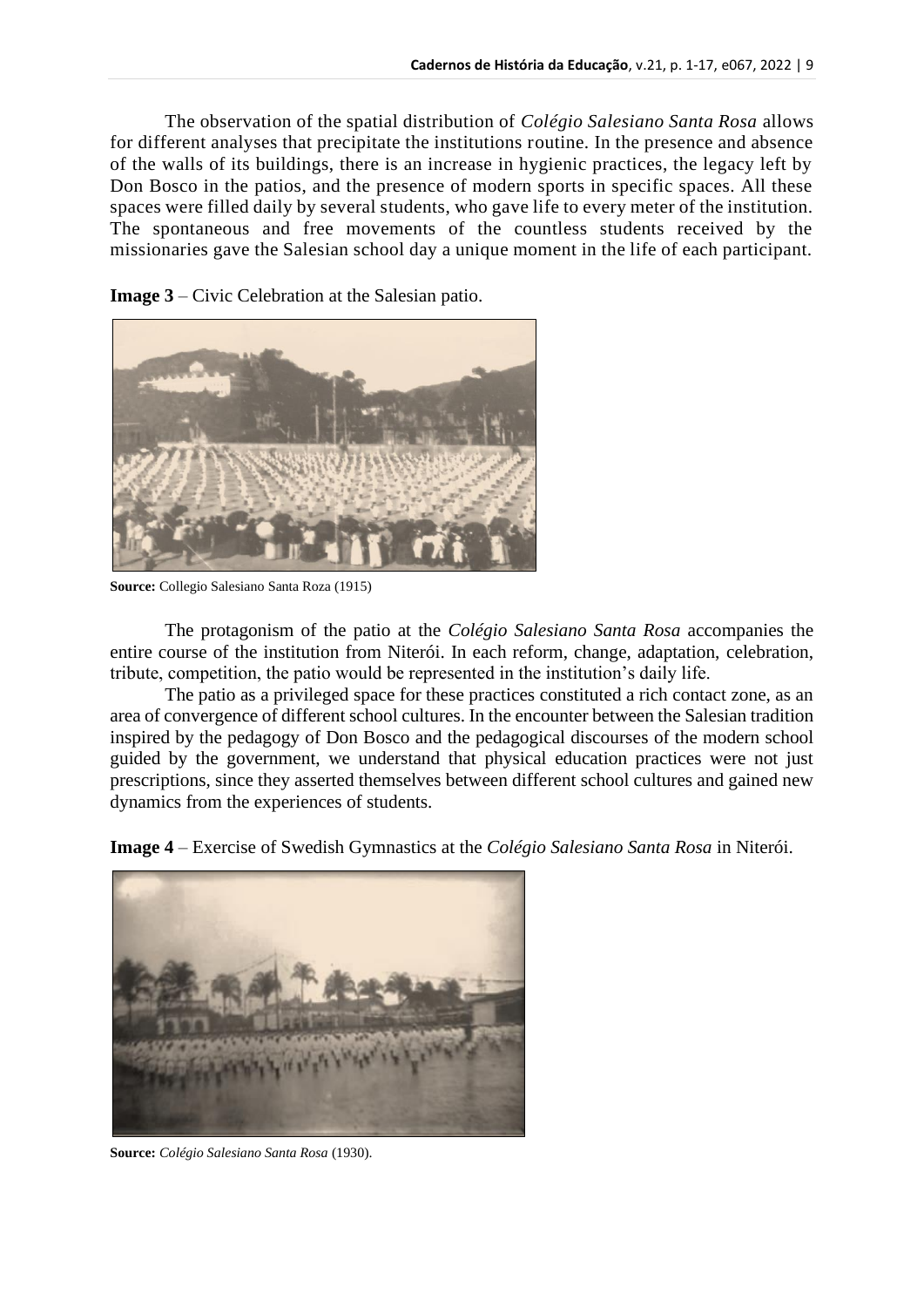The observation of the spatial distribution of *Colégio Salesiano Santa Rosa* allows for different analyses that precipitate the institutions routine. In the presence and absence of the walls of its buildings, there is an increase in hygienic practices, the legacy left by Don Bosco in the patios, and the presence of modern sports in specific spaces. All these spaces were filled daily by several students, who gave life to every meter of the institution. The spontaneous and free movements of the countless students received by the missionaries gave the Salesian school day a unique moment in the life of each participant.

**Image 3** – Civic Celebration at the Salesian patio.

**Source:** Collegio Salesiano Santa Roza (1915)

The protagonism of the patio at the *Colégio Salesiano Santa Rosa* accompanies the entire course of the institution from Niterói. In each reform, change, adaptation, celebration, tribute, competition, the patio would be represented in the institution's daily life.

The patio as a privileged space for these practices constituted a rich contact zone, as an area of convergence of different school cultures. In the encounter between the Salesian tradition inspired by the pedagogy of Don Bosco and the pedagogical discourses of the modern school guided by the government, we understand that physical education practices were not just prescriptions, since they asserted themselves between different school cultures and gained new dynamics from the experiences of students.

**Image 4** – Exercise of Swedish Gymnastics at the *Colégio Salesiano Santa Rosa* in Niterói.

**Source:** *Colégio Salesiano Santa Rosa* (1930).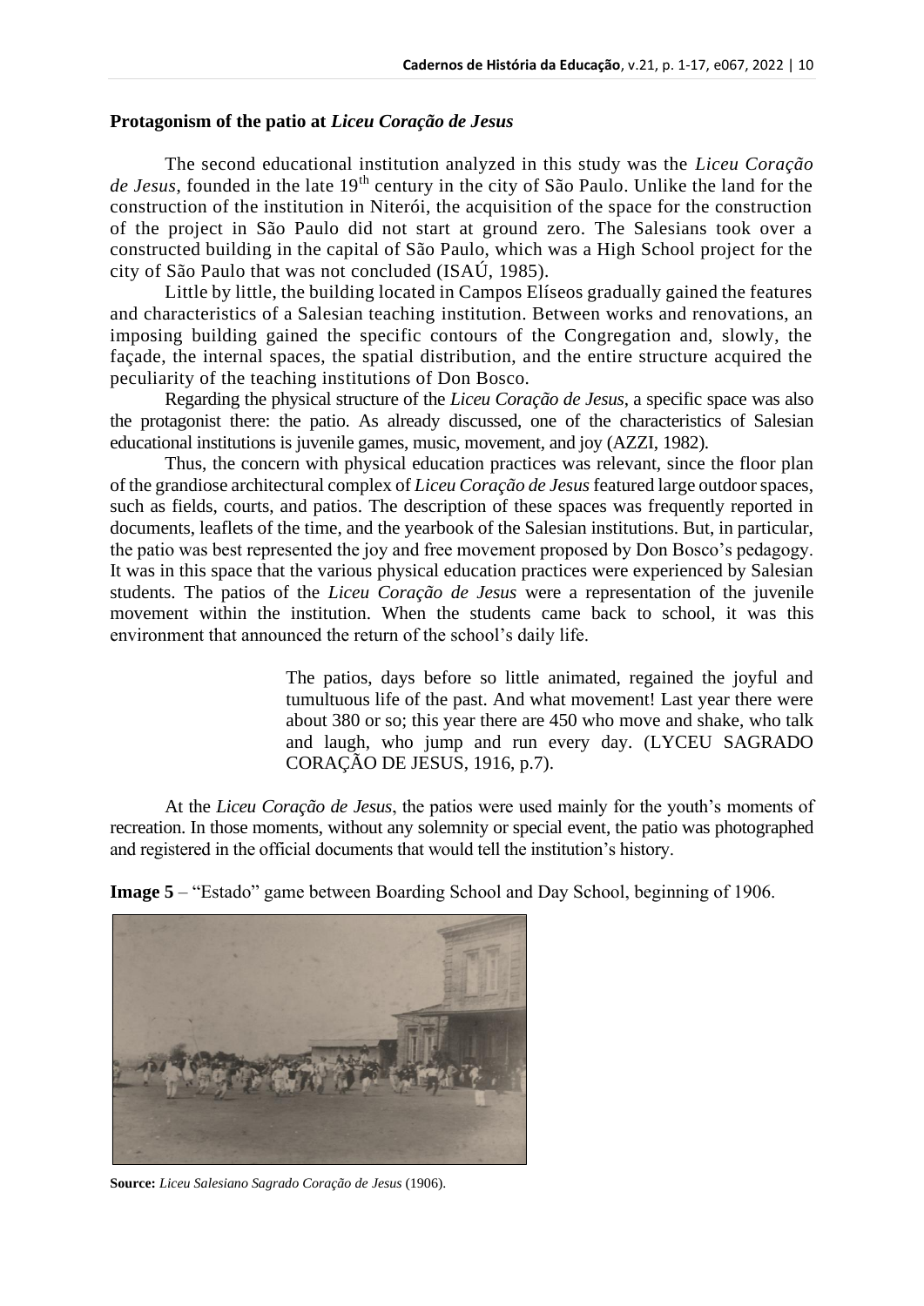**Protagonism of the patio at *Liceu Coração de Jesus***

The second educational institution analyzed in this study was the *Liceu Coração de Jesus*, founded in the late 19th century in the city of São Paulo. Unlike the land for the construction of the institution in Niterói, the acquisition of the space for the construction of the project in São Paulo did not start at ground zero. The Salesians took over a constructed building in the capital of São Paulo, which was a High School project for the city of São Paulo that was not concluded (ISAÚ, 1985).

Little by little, the building located in Campos Elíseos gradually gained the features and characteristics of a Salesian teaching institution. Between works and renovations, an imposing building gained the specific contours of the Congregation and, slowly, the façade, the internal spaces, the spatial distribution, and the entire structure acquired the peculiarity of the teaching institutions of Don Bosco.

Regarding the physical structure of the *Liceu Coração de Jesus*, a specific space was also the protagonist there: the patio. As already discussed, one of the characteristics of Salesian educational institutions is juvenile games, music, movement, and joy (AZZI, 1982).

Thus, the concern with physical education practices was relevant, since the floor plan of the grandiose architectural complex of *Liceu Coração de Jesus* featured large outdoor spaces, such as fields, courts, and patios. The description of these spaces was frequently reported in documents, leaflets of the time, and the yearbook of the Salesian institutions. But, in particular, the patio was best represented the joy and free movement proposed by Don Bosco's pedagogy. It was in this space that the various physical education practices were experienced by Salesian students. The patios of the *Liceu Coração de Jesus* were a representation of the juvenile movement within the institution. When the students came back to school, it was this environment that announced the return of the school's daily life.

> The patios, days before so little animated, regained the joyful and tumultuous life of the past. And what movement! Last year there were about 380 or so; this year there are 450 who move and shake, who talk and laugh, who jump and run every day. (LYCEU SAGRADO CORAÇÃO DE JESUS, 1916, p.7).

At the *Liceu Coração de Jesus*, the patios were used mainly for the youth's moments of recreation. In those moments, without any solemnity or special event, the patio was photographed and registered in the official documents that would tell the institution's history.

**Image 5** – "Estado" game between Boarding School and Day School, beginning of 1906.

**Source:** *Liceu Salesiano Sagrado Coração de Jesus* (1906).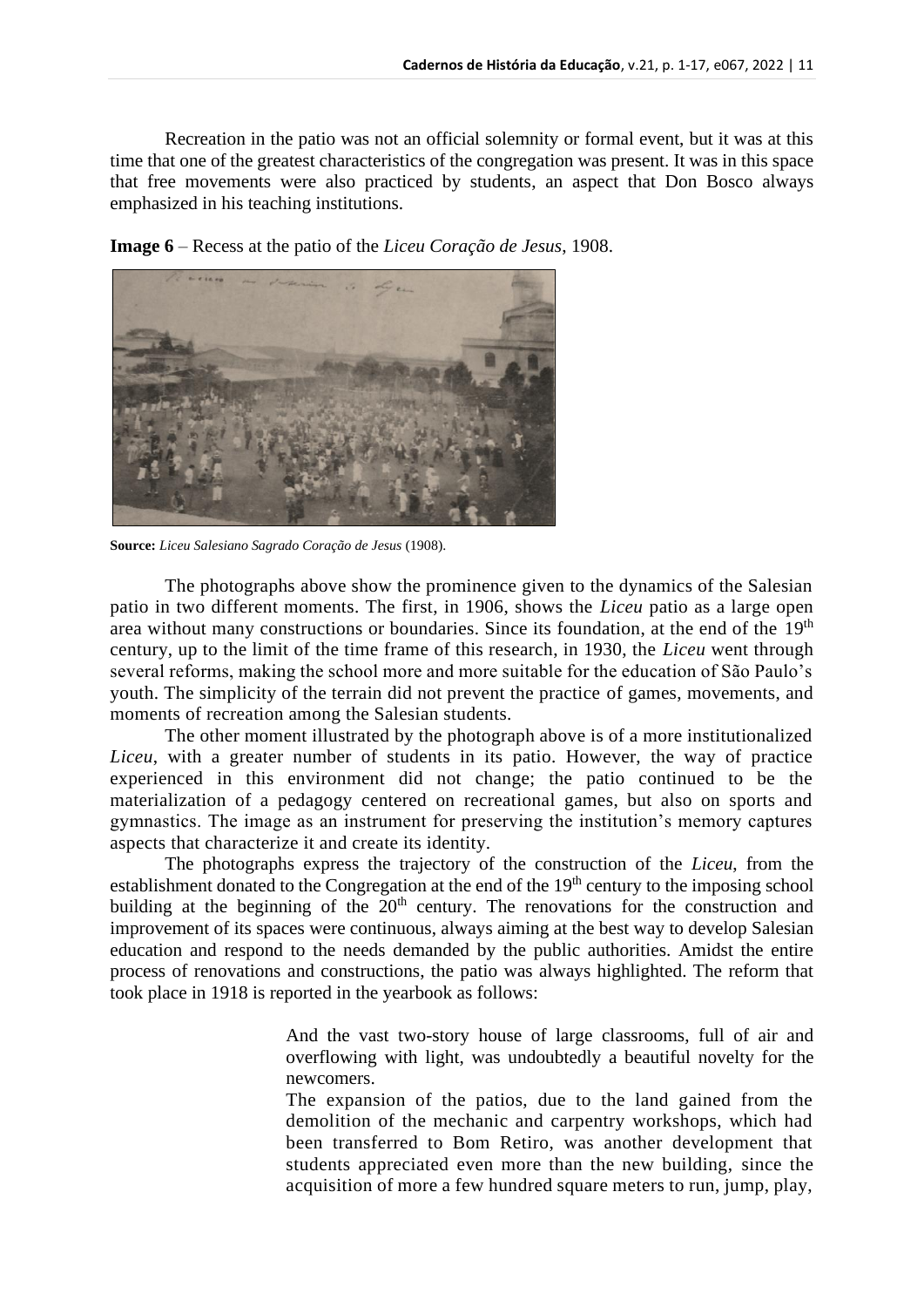Recreation in the patio was not an official solemnity or formal event, but it was at this time that one of the greatest characteristics of the congregation was present. It was in this space that free movements were also practiced by students, an aspect that Don Bosco always emphasized in his teaching institutions.

**Image 6** – Recess at the patio of the *Liceu Coração de Jesus*, 1908.

**Source:** *Liceu Salesiano Sagrado Coração de Jesus* (1908).

The photographs above show the prominence given to the dynamics of the Salesian patio in two different moments. The first, in 1906, shows the *Liceu* patio as a large open area without many constructions or boundaries. Since its foundation, at the end of the 19th century, up to the limit of the time frame of this research, in 1930, the *Liceu* went through several reforms, making the school more and more suitable for the education of São Paulo's youth. The simplicity of the terrain did not prevent the practice of games, movements, and moments of recreation among the Salesian students.

The other moment illustrated by the photograph above is of a more institutionalized *Liceu*, with a greater number of students in its patio. However, the way of practice experienced in this environment did not change; the patio continued to be the materialization of a pedagogy centered on recreational games, but also on sports and gymnastics. The image as an instrument for preserving the institution's memory captures aspects that characterize it and create its identity.

The photographs express the trajectory of the construction of the *Liceu*, from the establishment donated to the Congregation at the end of the 19th century to the imposing school building at the beginning of the 20th century. The renovations for the construction and improvement of its spaces were continuous, always aiming at the best way to develop Salesian education and respond to the needs demanded by the public authorities. Amidst the entire process of renovations and constructions, the patio was always highlighted. The reform that took place in 1918 is reported in the yearbook as follows:

> And the vast two-story house of large classrooms, full of air and overflowing with light, was undoubtedly a beautiful novelty for the newcomers.
>
> The expansion of the patios, due to the land gained from the demolition of the mechanic and carpentry workshops, which had been transferred to Bom Retiro, was another development that students appreciated even more than the new building, since the acquisition of more a few hundred square meters to run, jump, play,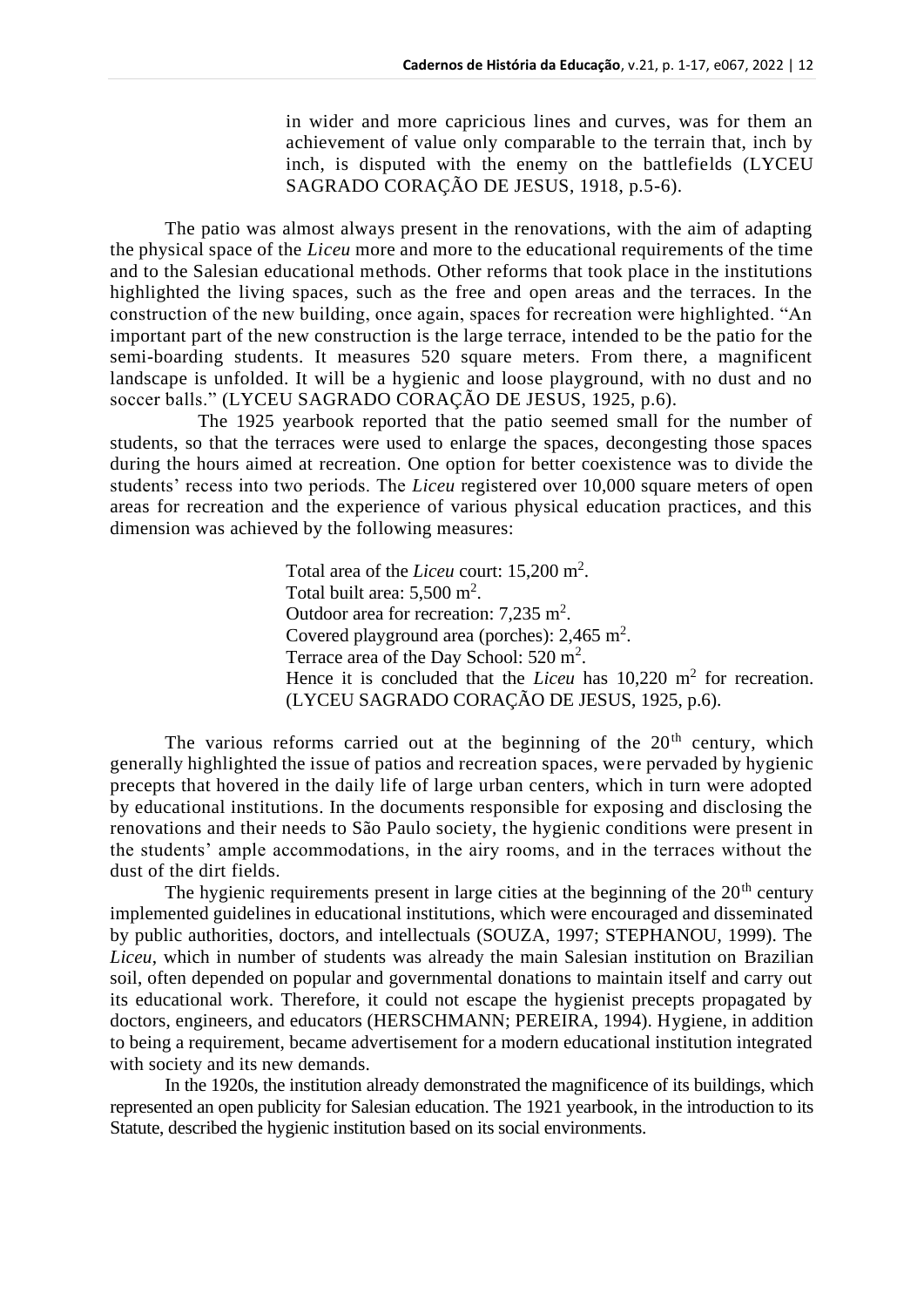> in wider and more capricious lines and curves, was for them an achievement of value only comparable to the terrain that, inch by inch, is disputed with the enemy on the battlefields (LYCEU SAGRADO CORAÇÃO DE JESUS, 1918, p.5-6).

The patio was almost always present in the renovations, with the aim of adapting the physical space of the *Liceu* more and more to the educational requirements of the time and to the Salesian educational methods. Other reforms that took place in the institutions highlighted the living spaces, such as the free and open areas and the terraces. In the construction of the new building, once again, spaces for recreation were highlighted. "An important part of the new construction is the large terrace, intended to be the patio for the semi-boarding students. It measures 520 square meters. From there, a magnificent landscape is unfolded. It will be a hygienic and loose playground, with no dust and no soccer balls." (LYCEU SAGRADO CORAÇÃO DE JESUS, 1925, p.6).

The 1925 yearbook reported that the patio seemed small for the number of students, so that the terraces were used to enlarge the spaces, decongesting those spaces during the hours aimed at recreation. One option for better coexistence was to divide the students' recess into two periods. The *Liceu* registered over 10,000 square meters of open areas for recreation and the experience of various physical education practices, and this dimension was achieved by the following measures:

> Total area of the *Liceu* court: 15,200 m$^2$.
> Total built area: 5,500 m$^2$.
> Outdoor area for recreation: 7,235 m$^2$.
> Covered playground area (porches): 2,465 m$^2$.
> Terrace area of the Day School: 520 m$^2$.
> Hence it is concluded that the *Liceu* has 10,220 m$^2$ for recreation. (LYCEU SAGRADO CORAÇÃO DE JESUS, 1925, p.6).

The various reforms carried out at the beginning of the 20$^{th}$ century, which generally highlighted the issue of patios and recreation spaces, were pervaded by hygienic precepts that hovered in the daily life of large urban centers, which in turn were adopted by educational institutions. In the documents responsible for exposing and disclosing the renovations and their needs to São Paulo society, the hygienic conditions were present in the students' ample accommodations, in the airy rooms, and in the terraces without the dust of the dirt fields.

The hygienic requirements present in large cities at the beginning of the 20$^{th}$ century implemented guidelines in educational institutions, which were encouraged and disseminated by public authorities, doctors, and intellectuals (SOUZA, 1997; STEPHANOU, 1999). The *Liceu*, which in number of students was already the main Salesian institution on Brazilian soil, often depended on popular and governmental donations to maintain itself and carry out its educational work. Therefore, it could not escape the hygienist precepts propagated by doctors, engineers, and educators (HERSCHMANN; PEREIRA, 1994). Hygiene, in addition to being a requirement, became advertisement for a modern educational institution integrated with society and its new demands.

In the 1920s, the institution already demonstrated the magnificence of its buildings, which represented an open publicity for Salesian education. The 1921 yearbook, in the introduction to its Statute, described the hygienic institution based on its social environments.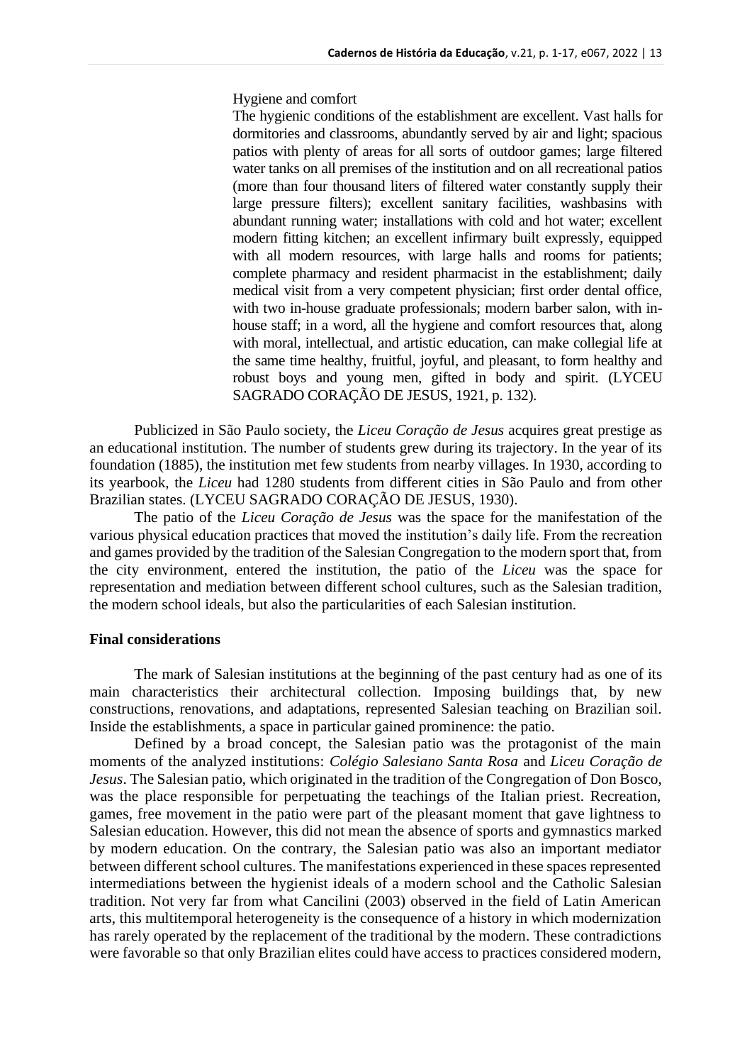> Hygiene and comfort
>
> The hygienic conditions of the establishment are excellent. Vast halls for dormitories and classrooms, abundantly served by air and light; spacious patios with plenty of areas for all sorts of outdoor games; large filtered water tanks on all premises of the institution and on all recreational patios (more than four thousand liters of filtered water constantly supply their large pressure filters); excellent sanitary facilities, washbasins with abundant running water; installations with cold and hot water; excellent modern fitting kitchen; an excellent infirmary built expressly, equipped with all modern resources, with large halls and rooms for patients; complete pharmacy and resident pharmacist in the establishment; daily medical visit from a very competent physician; first order dental office, with two in-house graduate professionals; modern barber salon, with in-house staff; in a word, all the hygiene and comfort resources that, along with moral, intellectual, and artistic education, can make collegial life at the same time healthy, fruitful, joyful, and pleasant, to form healthy and robust boys and young men, gifted in body and spirit. (LYCEU SAGRADO CORAÇÃO DE JESUS, 1921, p. 132).

Publicized in São Paulo society, the *Liceu Coração de Jesus* acquires great prestige as an educational institution. The number of students grew during its trajectory. In the year of its foundation (1885), the institution met few students from nearby villages. In 1930, according to its yearbook, the *Liceu* had 1280 students from different cities in São Paulo and from other Brazilian states. (LYCEU SAGRADO CORAÇÃO DE JESUS, 1930).

The patio of the *Liceu Coração de Jesus* was the space for the manifestation of the various physical education practices that moved the institution's daily life. From the recreation and games provided by the tradition of the Salesian Congregation to the modern sport that, from the city environment, entered the institution, the patio of the *Liceu* was the space for representation and mediation between different school cultures, such as the Salesian tradition, the modern school ideals, but also the particularities of each Salesian institution.

**Final considerations**

The mark of Salesian institutions at the beginning of the past century had as one of its main characteristics their architectural collection. Imposing buildings that, by new constructions, renovations, and adaptations, represented Salesian teaching on Brazilian soil. Inside the establishments, a space in particular gained prominence: the patio.

Defined by a broad concept, the Salesian patio was the protagonist of the main moments of the analyzed institutions: *Colégio Salesiano Santa Rosa* and *Liceu Coração de Jesus*. The Salesian patio, which originated in the tradition of the Congregation of Don Bosco, was the place responsible for perpetuating the teachings of the Italian priest. Recreation, games, free movement in the patio were part of the pleasant moment that gave lightness to Salesian education. However, this did not mean the absence of sports and gymnastics marked by modern education. On the contrary, the Salesian patio was also an important mediator between different school cultures. The manifestations experienced in these spaces represented intermediations between the hygienist ideals of a modern school and the Catholic Salesian tradition. Not very far from what Cancilini (2003) observed in the field of Latin American arts, this multitemporal heterogeneity is the consequence of a history in which modernization has rarely operated by the replacement of the traditional by the modern. These contradictions were favorable so that only Brazilian elites could have access to practices considered modern,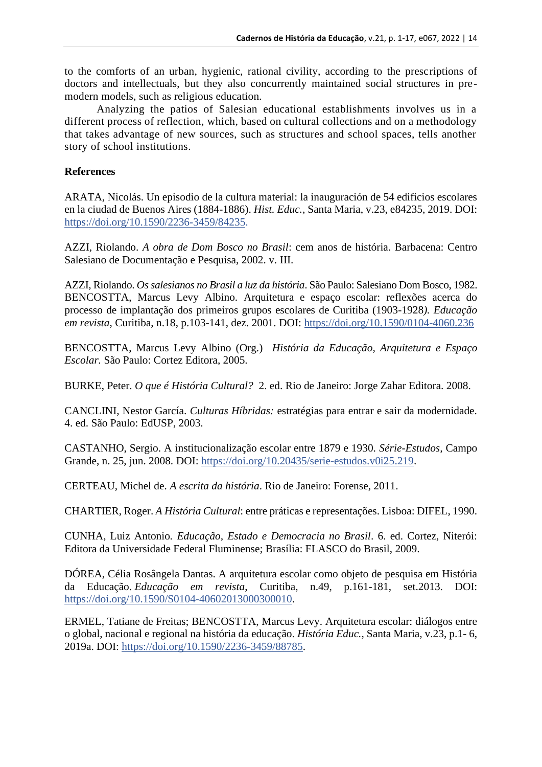to the comforts of an urban, hygienic, rational civility, according to the prescriptions of doctors and intellectuals, but they also concurrently maintained social structures in pre-modern models, such as religious education.

Analyzing the patios of Salesian educational establishments involves us in a different process of reflection, which, based on cultural collections and on a methodology that takes advantage of new sources, such as structures and school spaces, tells another story of school institutions.

**References**

ARATA, Nicolás. Un episodio de la cultura material: la inauguración de 54 edificios escolares en la ciudad de Buenos Aires (1884-1886). *Hist. Educ.*, Santa Maria, v.23, e84235, 2019. DOI: https://doi.org/10.1590/2236-3459/84235.

AZZI, Riolando. *A obra de Dom Bosco no Brasil*: cem anos de história. Barbacena: Centro Salesiano de Documentação e Pesquisa, 2002. v. III.

AZZI, Riolando. *Os salesianos no Brasil a luz da história*. São Paulo: Salesiano Dom Bosco, 1982.
BENCOSTTA, Marcus Levy Albino. Arquitetura e espaço escolar: reflexões acerca do processo de implantação dos primeiros grupos escolares de Curitiba (1903-1928*). Educação em revista*, Curitiba, n.18, p.103-141, dez. 2001. DOI: https://doi.org/10.1590/0104-4060.236

BENCOSTTA, Marcus Levy Albino (Org.) *História da Educação, Arquitetura e Espaço Escolar.* São Paulo: Cortez Editora, 2005.

BURKE, Peter. *O que é História Cultural?* 2. ed. Rio de Janeiro: Jorge Zahar Editora. 2008.

CANCLINI, Nestor García. *Culturas Híbridas:* estratégias para entrar e sair da modernidade. 4. ed. São Paulo: EdUSP, 2003.

CASTANHO, Sergio. A institucionalização escolar entre 1879 e 1930. *Série-Estudos*, Campo Grande, n. 25, jun. 2008. DOI: https://doi.org/10.20435/serie-estudos.v0i25.219.

CERTEAU, Michel de. *A escrita da história*. Rio de Janeiro: Forense, 2011.

CHARTIER, Roger. *A História Cultural*: entre práticas e representações. Lisboa: DIFEL, 1990.

CUNHA, Luiz Antonio. *Educação, Estado e Democracia no Brasil*. 6. ed. Cortez, Niterói: Editora da Universidade Federal Fluminense; Brasília: FLASCO do Brasil, 2009.

DÓREA, Célia Rosângela Dantas. A arquitetura escolar como objeto de pesquisa em História da Educação. *Educação em revista*, Curitiba, n.49, p.161-181, set.2013. DOI: https://doi.org/10.1590/S0104-40602013000300010.

ERMEL, Tatiane de Freitas; BENCOSTTA, Marcus Levy. Arquitetura escolar: diálogos entre o global, nacional e regional na história da educação. *História Educ.*, Santa Maria, v.23, p.1- 6, 2019a. DOI: https://doi.org/10.1590/2236-3459/88785.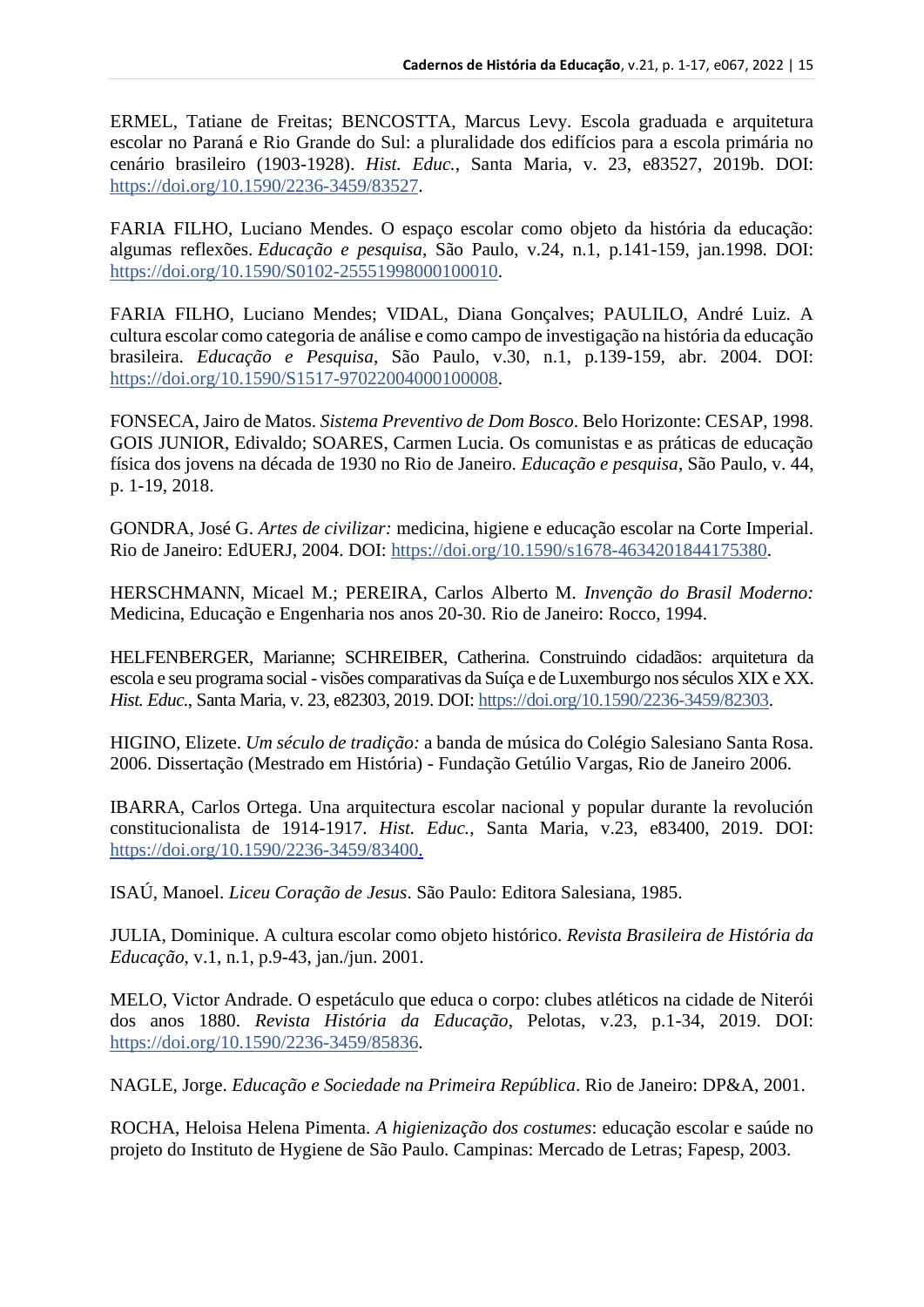ERMEL, Tatiane de Freitas; BENCOSTTA, Marcus Levy. Escola graduada e arquitetura escolar no Paraná e Rio Grande do Sul: a pluralidade dos edifícios para a escola primária no cenário brasileiro (1903-1928). *Hist. Educ.*, Santa Maria, v. 23, e83527, 2019b. DOI: https://doi.org/10.1590/2236-3459/83527.

FARIA FILHO, Luciano Mendes. O espaço escolar como objeto da história da educação: algumas reflexões. *Educação e pesquisa*, São Paulo, v.24, n.1, p.141-159, jan.1998. DOI: https://doi.org/10.1590/S0102-25551998000100010.

FARIA FILHO, Luciano Mendes; VIDAL, Diana Gonçalves; PAULILO, André Luiz. A cultura escolar como categoria de análise e como campo de investigação na história da educação brasileira. *Educação e Pesquisa*, São Paulo, v.30, n.1, p.139-159, abr. 2004. DOI: https://doi.org/10.1590/S1517-97022004000100008.

FONSECA, Jairo de Matos. *Sistema Preventivo de Dom Bosco*. Belo Horizonte: CESAP, 1998.
GOIS JUNIOR, Edivaldo; SOARES, Carmen Lucia. Os comunistas e as práticas de educação física dos jovens na década de 1930 no Rio de Janeiro. *Educação e pesquisa*, São Paulo, v. 44, p. 1-19, 2018.

GONDRA, José G. *Artes de civilizar:* medicina, higiene e educação escolar na Corte Imperial. Rio de Janeiro: EdUERJ, 2004. DOI: https://doi.org/10.1590/s1678-4634201844175380.

HERSCHMANN, Micael M.; PEREIRA, Carlos Alberto M. *Invenção do Brasil Moderno:* Medicina, Educação e Engenharia nos anos 20-30. Rio de Janeiro: Rocco, 1994.

HELFENBERGER, Marianne; SCHREIBER, Catherina. Construindo cidadãos: arquitetura da escola e seu programa social - visões comparativas da Suíça e de Luxemburgo nos séculos XIX e XX. *Hist. Educ.*, Santa Maria, v. 23, e82303, 2019. DOI: https://doi.org/10.1590/2236-3459/82303.

HIGINO, Elizete. *Um século de tradição:* a banda de música do Colégio Salesiano Santa Rosa. 2006. Dissertação (Mestrado em História) - Fundação Getúlio Vargas, Rio de Janeiro 2006.

IBARRA, Carlos Ortega. Una arquitectura escolar nacional y popular durante la revolución constitucionalista de 1914-1917. *Hist. Educ.*, Santa Maria, v.23, e83400, 2019. DOI: https://doi.org/10.1590/2236-3459/83400.

ISAÚ, Manoel. *Liceu Coração de Jesus*. São Paulo: Editora Salesiana, 1985.

JULIA, Dominique. A cultura escolar como objeto histórico. *Revista Brasileira de História da Educação*, v.1, n.1, p.9-43, jan./jun. 2001.

MELO, Victor Andrade. O espetáculo que educa o corpo: clubes atléticos na cidade de Niterói dos anos 1880. *Revista História da Educação*, Pelotas, v.23, p.1-34, 2019. DOI: https://doi.org/10.1590/2236-3459/85836.

NAGLE, Jorge. *Educação e Sociedade na Primeira República*. Rio de Janeiro: DP&A, 2001.

ROCHA, Heloisa Helena Pimenta. *A higienização dos costumes*: educação escolar e saúde no projeto do Instituto de Hygiene de São Paulo. Campinas: Mercado de Letras; Fapesp, 2003.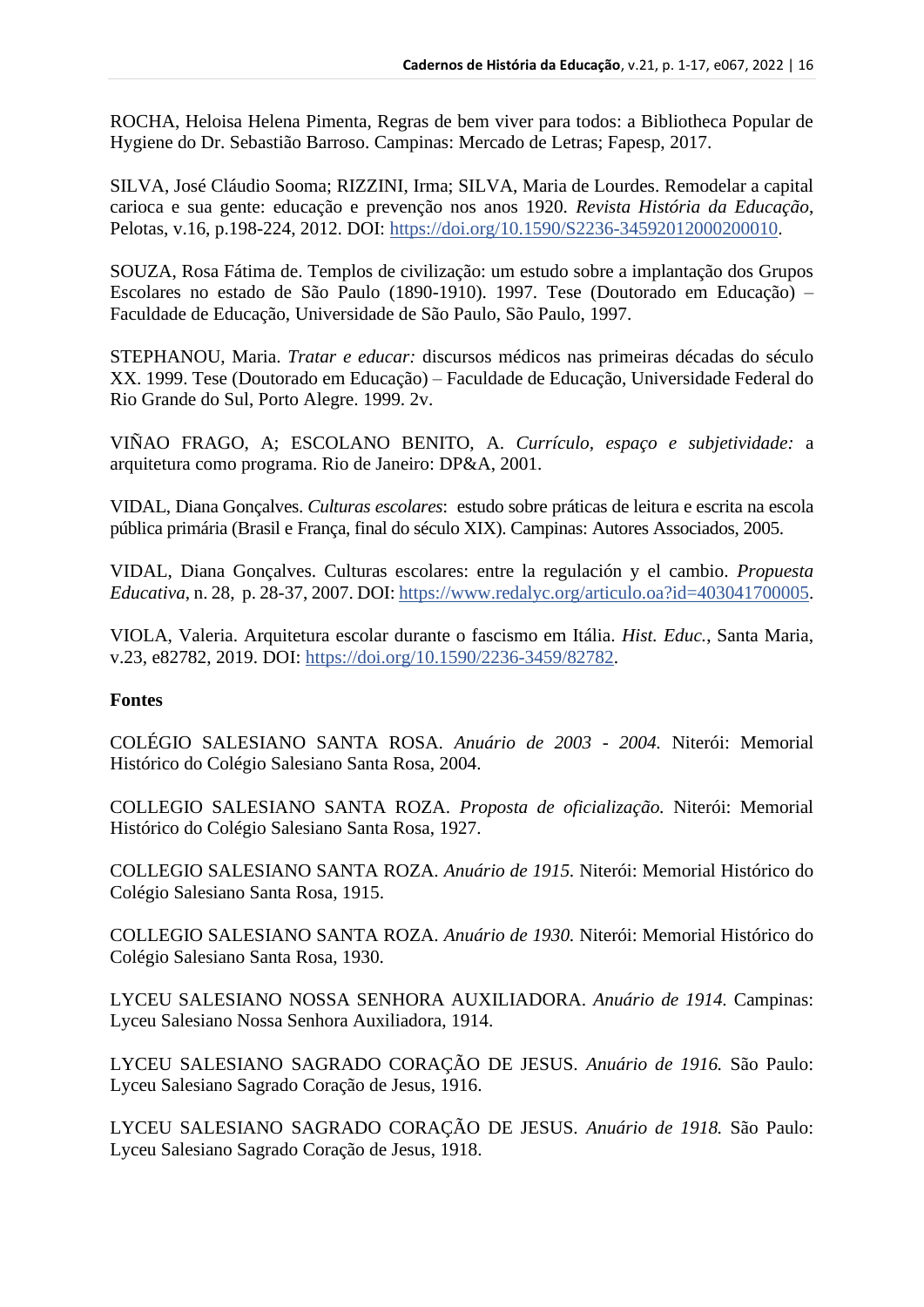ROCHA, Heloisa Helena Pimenta, Regras de bem viver para todos: a Bibliotheca Popular de Hygiene do Dr. Sebastião Barroso. Campinas: Mercado de Letras; Fapesp, 2017.

SILVA, José Cláudio Sooma; RIZZINI, Irma; SILVA, Maria de Lourdes. Remodelar a capital carioca e sua gente: educação e prevenção nos anos 1920. *Revista História da Educação*, Pelotas, v.16, p.198-224, 2012. DOI: https://doi.org/10.1590/S2236-34592012000200010.

SOUZA, Rosa Fátima de. Templos de civilização: um estudo sobre a implantação dos Grupos Escolares no estado de São Paulo (1890-1910). 1997. Tese (Doutorado em Educação) – Faculdade de Educação, Universidade de São Paulo, São Paulo, 1997.

STEPHANOU, Maria. *Tratar e educar:* discursos médicos nas primeiras décadas do século XX. 1999. Tese (Doutorado em Educação) – Faculdade de Educação, Universidade Federal do Rio Grande do Sul, Porto Alegre. 1999. 2v.

VIÑAO FRAGO, A; ESCOLANO BENITO, A. *Currículo, espaço e subjetividade:* a arquitetura como programa. Rio de Janeiro: DP&A, 2001.

VIDAL, Diana Gonçalves. *Culturas escolares*: estudo sobre práticas de leitura e escrita na escola pública primária (Brasil e França, final do século XIX). Campinas: Autores Associados, 2005.

VIDAL, Diana Gonçalves. Culturas escolares: entre la regulación y el cambio. *Propuesta Educativa*, n. 28, p. 28-37, 2007. DOI: https://www.redalyc.org/articulo.oa?id=403041700005.

VIOLA, Valeria. Arquitetura escolar durante o fascismo em Itália. *Hist. Educ.*, Santa Maria, v.23, e82782, 2019. DOI: https://doi.org/10.1590/2236-3459/82782.

**Fontes**

COLÉGIO SALESIANO SANTA ROSA. *Anuário de 2003 - 2004.* Niterói: Memorial Histórico do Colégio Salesiano Santa Rosa, 2004.

COLLEGIO SALESIANO SANTA ROZA. *Proposta de oficialização.* Niterói: Memorial Histórico do Colégio Salesiano Santa Rosa, 1927.

COLLEGIO SALESIANO SANTA ROZA. *Anuário de 1915.* Niterói: Memorial Histórico do Colégio Salesiano Santa Rosa, 1915.

COLLEGIO SALESIANO SANTA ROZA. *Anuário de 1930.* Niterói: Memorial Histórico do Colégio Salesiano Santa Rosa, 1930.

LYCEU SALESIANO NOSSA SENHORA AUXILIADORA. *Anuário de 1914.* Campinas: Lyceu Salesiano Nossa Senhora Auxiliadora, 1914.

LYCEU SALESIANO SAGRADO CORAÇÃO DE JESUS. *Anuário de 1916.* São Paulo: Lyceu Salesiano Sagrado Coração de Jesus, 1916.

LYCEU SALESIANO SAGRADO CORAÇÃO DE JESUS. *Anuário de 1918.* São Paulo: Lyceu Salesiano Sagrado Coração de Jesus, 1918.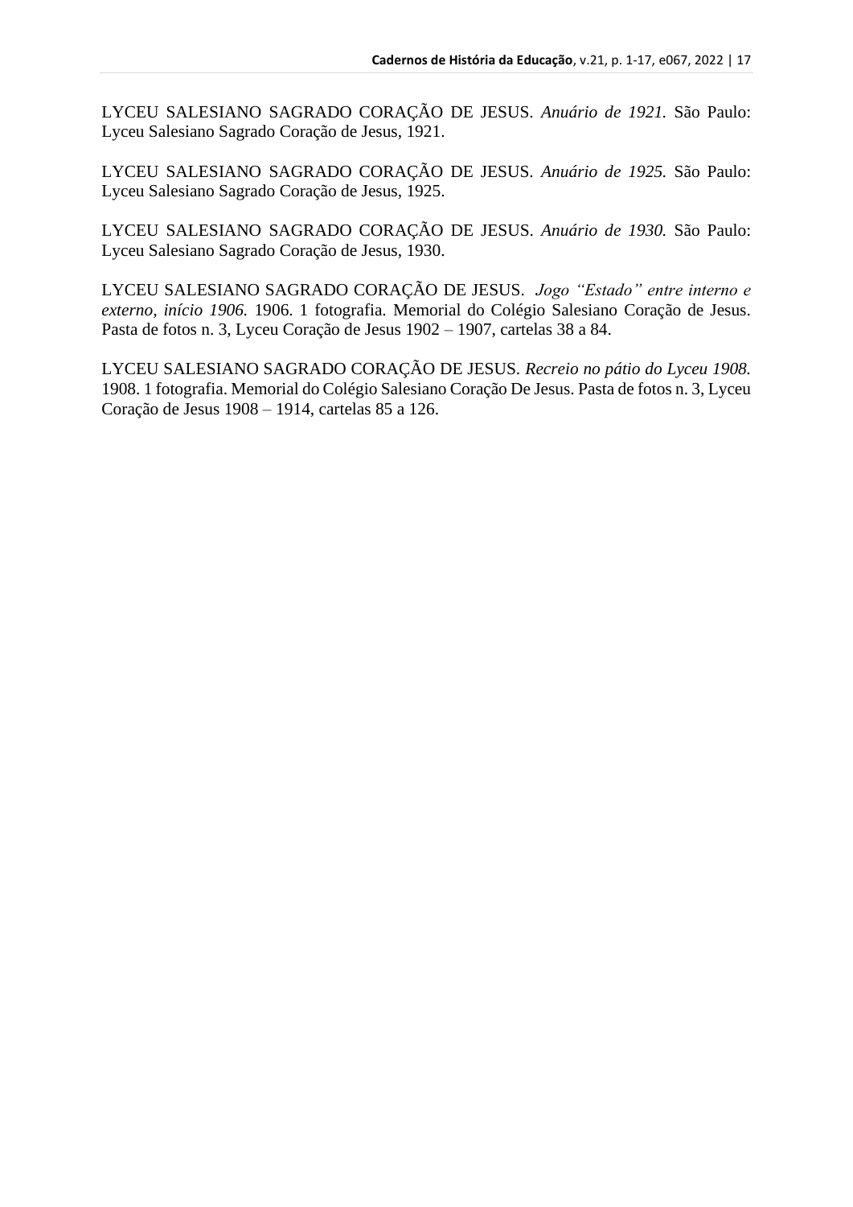LYCEU SALESIANO SAGRADO CORAÇÃO DE JESUS. *Anuário de 1921.* São Paulo: Lyceu Salesiano Sagrado Coração de Jesus, 1921.

LYCEU SALESIANO SAGRADO CORAÇÃO DE JESUS. *Anuário de 1925.* São Paulo: Lyceu Salesiano Sagrado Coração de Jesus, 1925.

LYCEU SALESIANO SAGRADO CORAÇÃO DE JESUS. *Anuário de 1930.* São Paulo: Lyceu Salesiano Sagrado Coração de Jesus, 1930.

LYCEU SALESIANO SAGRADO CORAÇÃO DE JESUS. *Jogo "Estado" entre interno e externo, início 1906.* 1906. 1 fotografia. Memorial do Colégio Salesiano Coração de Jesus. Pasta de fotos n. 3, Lyceu Coração de Jesus 1902 – 1907, cartelas 38 a 84.

LYCEU SALESIANO SAGRADO CORAÇÃO DE JESUS. *Recreio no pátio do Lyceu 1908.* 1908. 1 fotografia. Memorial do Colégio Salesiano Coração De Jesus. Pasta de fotos n. 3, Lyceu Coração de Jesus 1908 – 1914, cartelas 85 a 126.